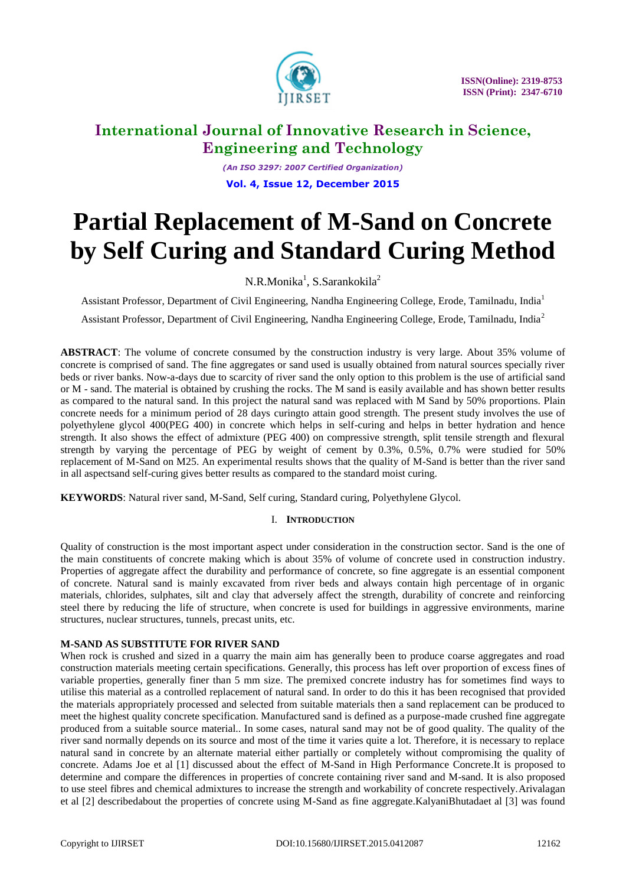# Partial Replacement of M-Sand on Concrete by Self Curing and Standard Curing Method

N.R.Monika[1], S.Sarankokila[2]

Assistant Professor, Department of Civil Engineering, Nandha Engineering College, Erode, Tamilnadu, India[1]

Assistant Professor, Department of Civil Engineering, Nandha Engineering College, Erode, Tamilnadu, India[2]

**ABSTRACT**: The volume of concrete consumed by the construction industry is very large. About 35% volume of concrete is comprised of sand. The fine aggregates or sand used is usually obtained from natural sources specially river beds or river banks. Now-a-days due to scarcity of river sand the only option to this problem is the use of artificial sand or M - sand. The material is obtained by crushing the rocks. The M sand is easily available and has shown better results as compared to the natural sand. In this project the natural sand was replaced with M Sand by 50% proportions. Plain concrete needs for a minimum period of 28 days curingto attain good strength. The present study involves the use of polyethylene glycol 400(PEG 400) in concrete which helps in self-curing and helps in better hydration and hence strength. It also shows the effect of admixture (PEG 400) on compressive strength, split tensile strength and flexural strength by varying the percentage of PEG by weight of cement by 0.3%, 0.5%, 0.7% were studied for 50% replacement of M-Sand on M25. An experimental results shows that the quality of M-Sand is better than the river sand in all aspectsand self-curing gives better results as compared to the standard moist curing.

**KEYWORDS**: Natural river sand, M-Sand, Self curing, Standard curing, Polyethylene Glycol.

## I. INTRODUCTION

Quality of construction is the most important aspect under consideration in the construction sector. Sand is the one of the main constituents of concrete making which is about 35% of volume of concrete used in construction industry. Properties of aggregate affect the durability and performance of concrete, so fine aggregate is an essential component of concrete. Natural sand is mainly excavated from river beds and always contain high percentage of in organic materials, chlorides, sulphates, silt and clay that adversely affect the strength, durability of concrete and reinforcing steel there by reducing the life of structure, when concrete is used for buildings in aggressive environments, marine structures, nuclear structures, tunnels, precast units, etc.

### M-SAND AS SUBSTITUTE FOR RIVER SAND

When rock is crushed and sized in a quarry the main aim has generally been to produce coarse aggregates and road construction materials meeting certain specifications. Generally, this process has left over proportion of excess fines of variable properties, generally finer than 5 mm size. The premixed concrete industry has for sometimes find ways to utilise this material as a controlled replacement of natural sand. In order to do this it has been recognised that provided the materials appropriately processed and selected from suitable materials then a sand replacement can be produced to meet the highest quality concrete specification. Manufactured sand is defined as a purpose-made crushed fine aggregate produced from a suitable source material.. In some cases, natural sand may not be of good quality. The quality of the river sand normally depends on its source and most of the time it varies quite a lot. Therefore, it is necessary to replace natural sand in concrete by an alternate material either partially or completely without compromising the quality of concrete. Adams Joe et al [1] discussed about the effect of M-Sand in High Performance Concrete.It is proposed to determine and compare the differences in properties of concrete containing river sand and M-sand. It is also proposed to use steel fibres and chemical admixtures to increase the strength and workability of concrete respectively.Arivalagan et al [2] describedabout the properties of concrete using M-Sand as fine aggregate.KalyaniBhutadaet al [3] was found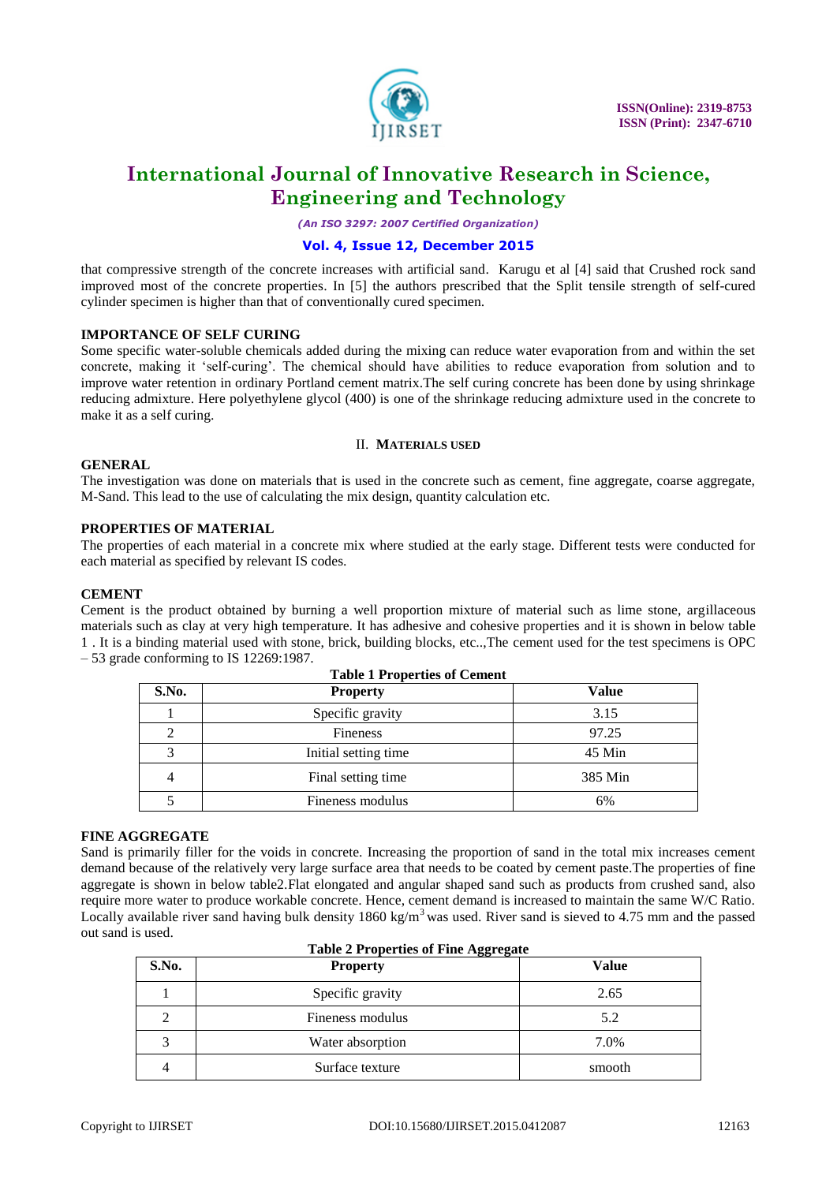that compressive strength of the concrete increases with artificial sand. Karugu et al [4] said that Crushed rock sand improved most of the concrete properties. In [5] the authors prescribed that the Split tensile strength of self-cured cylinder specimen is higher than that of conventionally cured specimen.

### IMPORTANCE OF SELF CURING

Some specific water-soluble chemicals added during the mixing can reduce water evaporation from and within the set concrete, making it 'self-curing'. The chemical should have abilities to reduce evaporation from solution and to improve water retention in ordinary Portland cement matrix.The self curing concrete has been done by using shrinkage reducing admixture. Here polyethylene glycol (400) is one of the shrinkage reducing admixture used in the concrete to make it as a self curing.

## II. MATERIALS USED

### GENERAL

The investigation was done on materials that is used in the concrete such as cement, fine aggregate, coarse aggregate, M-Sand. This lead to the use of calculating the mix design, quantity calculation etc.

### PROPERTIES OF MATERIAL

The properties of each material in a concrete mix where studied at the early stage. Different tests were conducted for each material as specified by relevant IS codes.

### CEMENT

Cement is the product obtained by burning a well proportion mixture of material such as lime stone, argillaceous materials such as clay at very high temperature. It has adhesive and cohesive properties and it is shown in below table 1 . It is a binding material used with stone, brick, building blocks, etc..,The cement used for the test specimens is OPC – 53 grade conforming to IS 12269:1987.

**Table 1 Properties of Cement**

| S.No. | Property | Value |
|---|---|---|
| 1 | Specific gravity | 3.15 |
| 2 | Fineness | 97.25 |
| 3 | Initial setting time | 45 Min |
| 4 | Final setting time | 385 Min |
| 5 | Fineness modulus | 6% |

### FINE AGGREGATE

Sand is primarily filler for the voids in concrete. Increasing the proportion of sand in the total mix increases cement demand because of the relatively very large surface area that needs to be coated by cement paste.The properties of fine aggregate is shown in below table2.Flat elongated and angular shaped sand such as products from crushed sand, also require more water to produce workable concrete. Hence, cement demand is increased to maintain the same W/C Ratio. Locally available river sand having bulk density 1860 kg/m$^3$ was used. River sand is sieved to 4.75 mm and the passed out sand is used.

**Table 2 Properties of Fine Aggregate**

| S.No. | Property | Value |
|---|---|---|
| 1 | Specific gravity | 2.65 |
| 2 | Fineness modulus | 5.2 |
| 3 | Water absorption | 7.0% |
| 4 | Surface texture | smooth |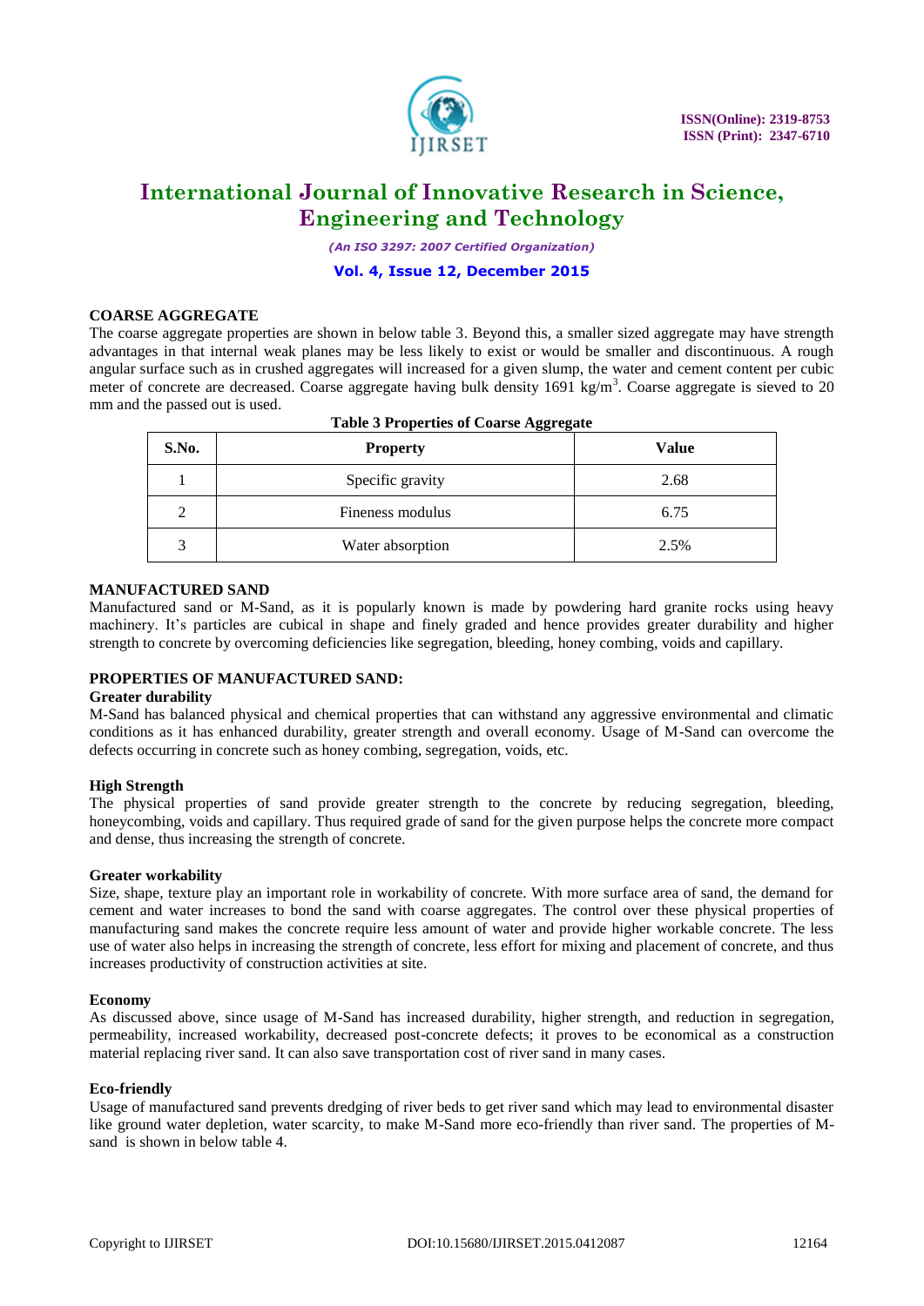### COARSE AGGREGATE

The coarse aggregate properties are shown in below table 3. Beyond this, a smaller sized aggregate may have strength advantages in that internal weak planes may be less likely to exist or would be smaller and discontinuous. A rough angular surface such as in crushed aggregates will increased for a given slump, the water and cement content per cubic meter of concrete are decreased. Coarse aggregate having bulk density 1691 kg/m$^3$. Coarse aggregate is sieved to 20 mm and the passed out is used.

**Table 3 Properties of Coarse Aggregate**

| S.No. | Property | Value |
|---|---|---|
| 1 | Specific gravity | 2.68 |
| 2 | Fineness modulus | 6.75 |
| 3 | Water absorption | 2.5% |

### MANUFACTURED SAND

Manufactured sand or M-Sand, as it is popularly known is made by powdering hard granite rocks using heavy machinery. It's particles are cubical in shape and finely graded and hence provides greater durability and higher strength to concrete by overcoming deficiencies like segregation, bleeding, honey combing, voids and capillary.

### PROPERTIES OF MANUFACTURED SAND:

**Greater durability**

M-Sand has balanced physical and chemical properties that can withstand any aggressive environmental and climatic conditions as it has enhanced durability, greater strength and overall economy. Usage of M-Sand can overcome the defects occurring in concrete such as honey combing, segregation, voids, etc.

**High Strength**

The physical properties of sand provide greater strength to the concrete by reducing segregation, bleeding, honeycombing, voids and capillary. Thus required grade of sand for the given purpose helps the concrete more compact and dense, thus increasing the strength of concrete.

**Greater workability**

Size, shape, texture play an important role in workability of concrete. With more surface area of sand, the demand for cement and water increases to bond the sand with coarse aggregates. The control over these physical properties of manufacturing sand makes the concrete require less amount of water and provide higher workable concrete. The less use of water also helps in increasing the strength of concrete, less effort for mixing and placement of concrete, and thus increases productivity of construction activities at site.

**Economy**

As discussed above, since usage of M-Sand has increased durability, higher strength, and reduction in segregation, permeability, increased workability, decreased post-concrete defects; it proves to be economical as a construction material replacing river sand. It can also save transportation cost of river sand in many cases.

**Eco-friendly**

Usage of manufactured sand prevents dredging of river beds to get river sand which may lead to environmental disaster like ground water depletion, water scarcity, to make M-Sand more eco-friendly than river sand. The properties of M-sand is shown in below table 4.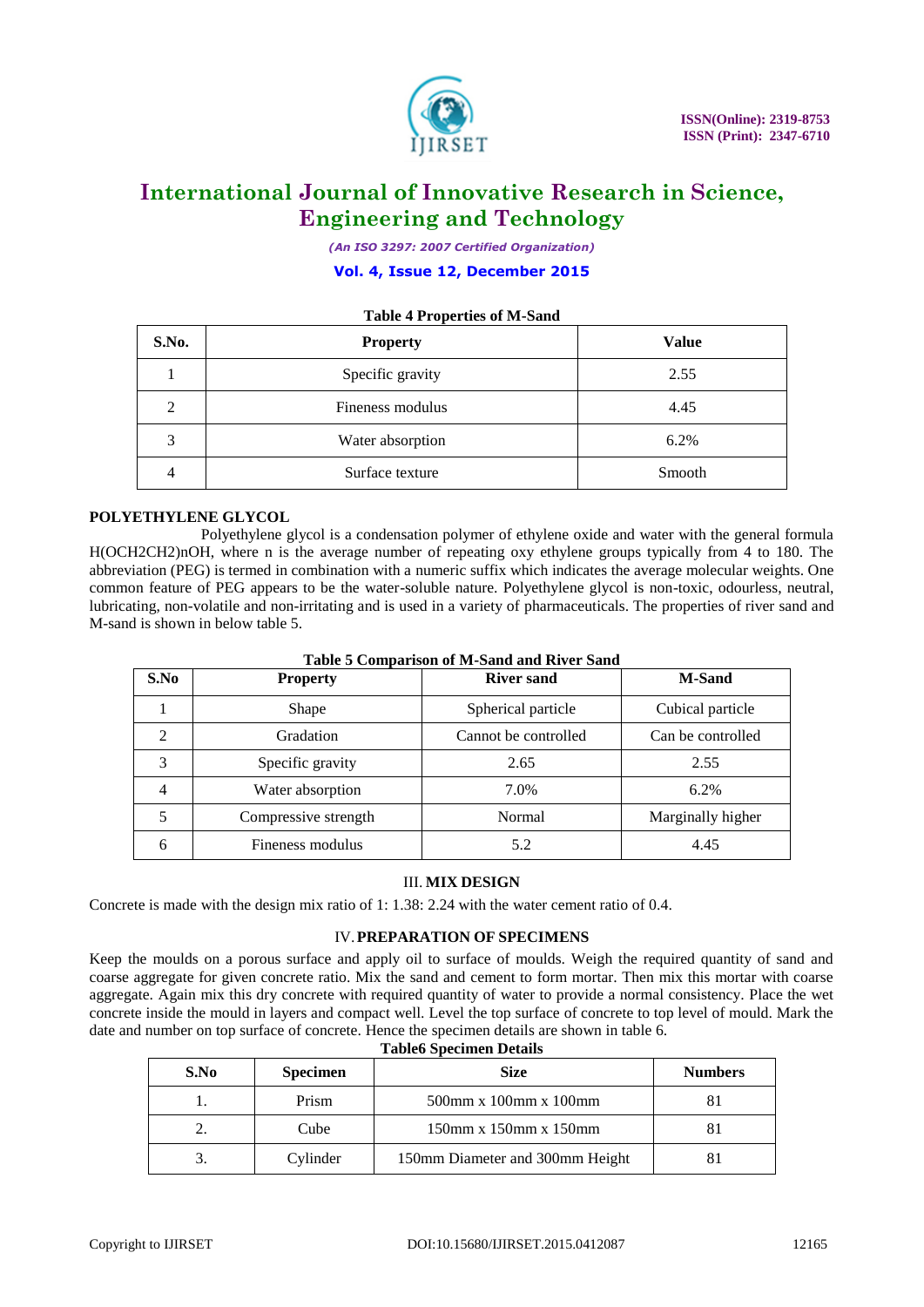**Table 4 Properties of M-Sand**

| S.No. | Property | Value |
|---|---|---|
| 1 | Specific gravity | 2.55 |
| 2 | Fineness modulus | 4.45 |
| 3 | Water absorption | 6.2% |
| 4 | Surface texture | Smooth |

**POLYETHYLENE GLYCOL**

Polyethylene glycol is a condensation polymer of ethylene oxide and water with the general formula $H(OCH_2CH_2)_nOH$, where n is the average number of repeating oxy ethylene groups typically from 4 to 180. The abbreviation (PEG) is termed in combination with a numeric suffix which indicates the average molecular weights. One common feature of PEG appears to be the water-soluble nature. Polyethylene glycol is non-toxic, odourless, neutral, lubricating, non-volatile and non-irritating and is used in a variety of pharmaceuticals. The properties of river sand and M-sand is shown in below table 5.

**Table 5 Comparison of M-Sand and River Sand**

| S.No | Property | River sand | M-Sand |
|---|---|---|---|
| 1 | Shape | Spherical particle | Cubical particle |
| 2 | Gradation | Cannot be controlled | Can be controlled |
| 3 | Specific gravity | 2.65 | 2.55 |
| 4 | Water absorption | 7.0% | 6.2% |
| 5 | Compressive strength | Normal | Marginally higher |
| 6 | Fineness modulus | 5.2 | 4.45 |

## III. MIX DESIGN

Concrete is made with the design mix ratio of 1: 1.38: 2.24 with the water cement ratio of 0.4.

## IV. PREPARATION OF SPECIMENS

Keep the moulds on a porous surface and apply oil to surface of moulds. Weigh the required quantity of sand and coarse aggregate for given concrete ratio. Mix the sand and cement to form mortar. Then mix this mortar with coarse aggregate. Again mix this dry concrete with required quantity of water to provide a normal consistency. Place the wet concrete inside the mould in layers and compact well. Level the top surface of concrete to top level of mould. Mark the date and number on top surface of concrete. Hence the specimen details are shown in table 6.

**Table6 Specimen Details**

| S.No | Specimen | Size | Numbers |
|---|---|---|---|
| 1. | Prism | 500mm x 100mm x 100mm | 81 |
| 2. | Cube | 150mm x 150mm x 150mm | 81 |
| 3. | Cylinder | 150mm Diameter and 300mm Height | 81 |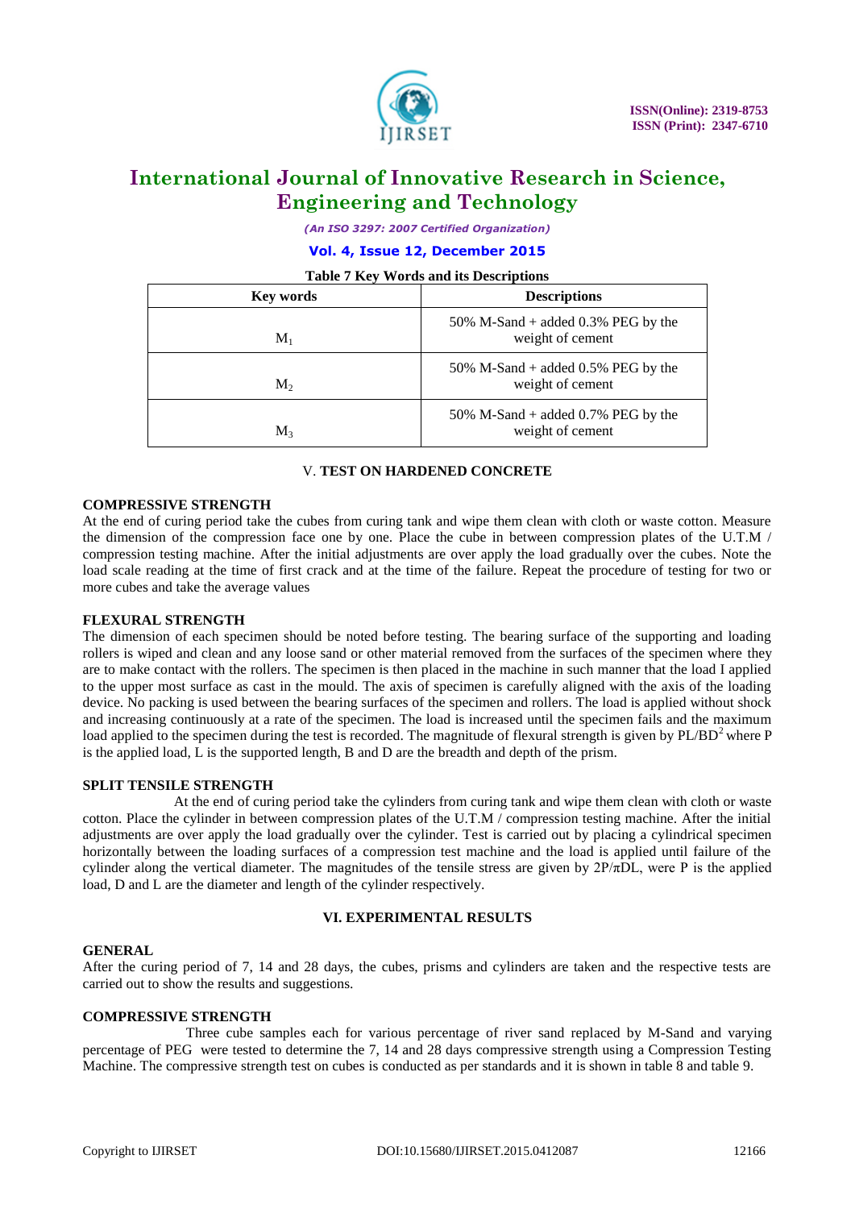**Table 7 Key Words and its Descriptions**

| Key words | Descriptions |
|---|---|
| $M_1$ | 50% M-Sand + added 0.3% PEG by the weight of cement |
| $M_2$ | 50% M-Sand + added 0.5% PEG by the weight of cement |
| $M_3$ | 50% M-Sand + added 0.7% PEG by the weight of cement |

## V. TEST ON HARDENED CONCRETE

### COMPRESSIVE STRENGTH

At the end of curing period take the cubes from curing tank and wipe them clean with cloth or waste cotton. Measure the dimension of the compression face one by one. Place the cube in between compression plates of the U.T.M / compression testing machine. After the initial adjustments are over apply the load gradually over the cubes. Note the load scale reading at the time of first crack and at the time of the failure. Repeat the procedure of testing for two or more cubes and take the average values

### FLEXURAL STRENGTH

The dimension of each specimen should be noted before testing. The bearing surface of the supporting and loading rollers is wiped and clean and any loose sand or other material removed from the surfaces of the specimen where they are to make contact with the rollers. The specimen is then placed in the machine in such manner that the load I applied to the upper most surface as cast in the mould. The axis of specimen is carefully aligned with the axis of the loading device. No packing is used between the bearing surfaces of the specimen and rollers. The load is applied without shock and increasing continuously at a rate of the specimen. The load is increased until the specimen fails and the maximum load applied to the specimen during the test is recorded. The magnitude of flexural strength is given by $PL/BD^2$ where P is the applied load, L is the supported length, B and D are the breadth and depth of the prism.

### SPLIT TENSILE STRENGTH

At the end of curing period take the cylinders from curing tank and wipe them clean with cloth or waste cotton. Place the cylinder in between compression plates of the U.T.M / compression testing machine. After the initial adjustments are over apply the load gradually over the cylinder. Test is carried out by placing a cylindrical specimen horizontally between the loading surfaces of a compression test machine and the load is applied until failure of the cylinder along the vertical diameter. The magnitudes of the tensile stress are given by $2P/\pi DL$, were P is the applied load, D and L are the diameter and length of the cylinder respectively.

## VI. EXPERIMENTAL RESULTS

### GENERAL

After the curing period of 7, 14 and 28 days, the cubes, prisms and cylinders are taken and the respective tests are carried out to show the results and suggestions.

### COMPRESSIVE STRENGTH

Three cube samples each for various percentage of river sand replaced by M-Sand and varying percentage of PEG were tested to determine the 7, 14 and 28 days compressive strength using a Compression Testing Machine. The compressive strength test on cubes is conducted as per standards and it is shown in table 8 and table 9.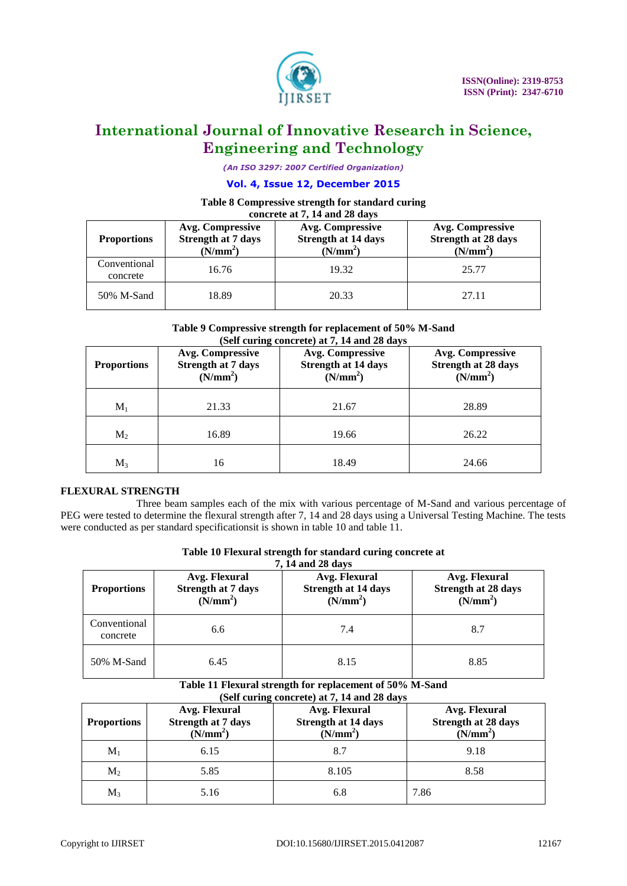**Table 8 Compressive strength for standard curing concrete at 7, 14 and 28 days**

| Proportions | Avg. Compressive Strength at 7 days ($N/mm^2$) | Avg. Compressive Strength at 14 days ($N/mm^2$) | Avg. Compressive Strength at 28 days ($N/mm^2$) |
|---|---|---|---|
| Conventional concrete | 16.76 | 19.32 | 25.77 |
| 50% M-Sand | 18.89 | 20.33 | 27.11 |

**Table 9 Compressive strength for replacement of 50% M-Sand (Self curing concrete) at 7, 14 and 28 days**

| Proportions | Avg. Compressive Strength at 7 days ($N/mm^2$) | Avg. Compressive Strength at 14 days ($N/mm^2$) | Avg. Compressive Strength at 28 days ($N/mm^2$) |
|---|---|---|---|
| $M_1$ | 21.33 | 21.67 | 28.89 |
| $M_2$ | 16.89 | 19.66 | 26.22 |
| $M_3$ | 16 | 18.49 | 24.66 |

## FLEXURAL STRENGTH

Three beam samples each of the mix with various percentage of M-Sand and various percentage of PEG were tested to determine the flexural strength after 7, 14 and 28 days using a Universal Testing Machine. The tests were conducted as per standard specificationsit is shown in table 10 and table 11.

**Table 10 Flexural strength for standard curing concrete at 7, 14 and 28 days**

| Proportions | Avg. Flexural Strength at 7 days ($N/mm^2$) | Avg. Flexural Strength at 14 days ($N/mm^2$) | Avg. Flexural Strength at 28 days ($N/mm^2$) |
|---|---|---|---|
| Conventional concrete | 6.6 | 7.4 | 8.7 |
| 50% M-Sand | 6.45 | 8.15 | 8.85 |

**Table 11 Flexural strength for replacement of 50% M-Sand (Self curing concrete) at 7, 14 and 28 days**

| Proportions | Avg. Flexural Strength at 7 days ($N/mm^2$) | Avg. Flexural Strength at 14 days ($N/mm^2$) | Avg. Flexural Strength at 28 days ($N/mm^2$) |
|---|---|---|---|
| $M_1$ | 6.15 | 8.7 | 9.18 |
| $M_2$ | 5.85 | 8.105 | 8.58 |
| $M_3$ | 5.16 | 6.8 | 7.86 |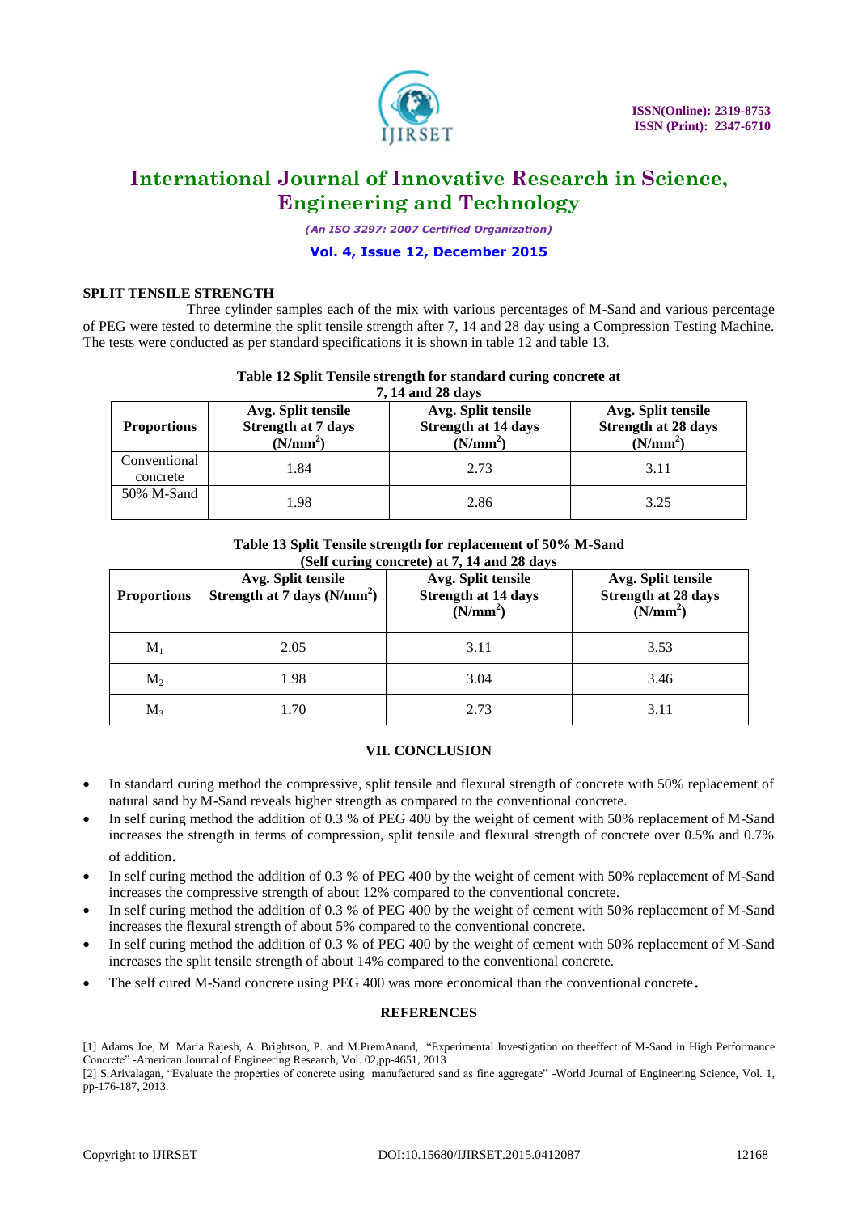### SPLIT TENSILE STRENGTH

Three cylinder samples each of the mix with various percentages of M-Sand and various percentage of PEG were tested to determine the split tensile strength after 7, 14 and 28 day using a Compression Testing Machine. The tests were conducted as per standard specifications it is shown in table 12 and table 13.

**Table 12 Split Tensile strength for standard curing concrete at 7, 14 and 28 days**

| Proportions | Avg. Split tensile Strength at 7 days ($N/mm^2$) | Avg. Split tensile Strength at 14 days ($N/mm^2$) | Avg. Split tensile Strength at 28 days ($N/mm^2$) |
|---|---|---|---|
| Conventional concrete | 1.84 | 2.73 | 3.11 |
| 50% M-Sand | 1.98 | 2.86 | 3.25 |

**Table 13 Split Tensile strength for replacement of 50% M-Sand (Self curing concrete) at 7, 14 and 28 days**

| Proportions | Avg. Split tensile Strength at 7 days ($N/mm^2$) | Avg. Split tensile Strength at 14 days ($N/mm^2$) | Avg. Split tensile Strength at 28 days ($N/mm^2$) |
|---|---|---|---|
| $M_1$ | 2.05 | 3.11 | 3.53 |
| $M_2$ | 1.98 | 3.04 | 3.46 |
| $M_3$ | 1.70 | 2.73 | 3.11 |

## VII. CONCLUSION

- In standard curing method the compressive, split tensile and flexural strength of concrete with 50% replacement of natural sand by M-Sand reveals higher strength as compared to the conventional concrete.
- In self curing method the addition of 0.3 % of PEG 400 by the weight of cement with 50% replacement of M-Sand increases the strength in terms of compression, split tensile and flexural strength of concrete over 0.5% and 0.7% of addition.
- In self curing method the addition of 0.3 % of PEG 400 by the weight of cement with 50% replacement of M-Sand increases the compressive strength of about 12% compared to the conventional concrete.
- In self curing method the addition of 0.3 % of PEG 400 by the weight of cement with 50% replacement of M-Sand increases the flexural strength of about 5% compared to the conventional concrete.
- In self curing method the addition of 0.3 % of PEG 400 by the weight of cement with 50% replacement of M-Sand increases the split tensile strength of about 14% compared to the conventional concrete.
- The self cured M-Sand concrete using PEG 400 was more economical than the conventional concrete.

## REFERENCES

[1] Adams Joe, M. Maria Rajesh, A. Brightson, P. and M.PremAnand, "Experimental Investigation on theeffect of M-Sand in High Performance Concrete" -American Journal of Engineering Research, Vol. 02,pp-4651, 2013

[2] S.Arivalagan, "Evaluate the properties of concrete using manufactured sand as fine aggregate" -World Journal of Engineering Science, Vol. 1, pp-176-187, 2013.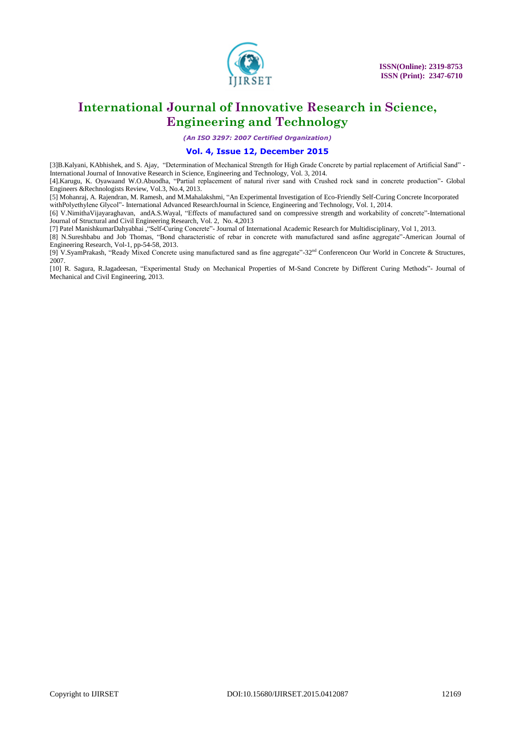[3]B.Kalyani, KAbhishek, and S. Ajay, "Determination of Mechanical Strength for High Grade Concrete by partial replacement of Artificial Sand" - International Journal of Innovative Research in Science, Engineering and Technology, Vol. 3, 2014.

[4].Karugu, K. Oyawaand W.O.Abuodha, "Partial replacement of natural river sand with Crushed rock sand in concrete production"- Global Engineers &Rechnologists Review, Vol.3, No.4, 2013.

[5] Mohanraj, A. Rajendran, M. Ramesh, and M.Mahalakshmi, "An Experimental Investigation of Eco-Friendly Self-Curing Concrete Incorporated withPolyethylene Glycol"- International Advanced ResearchJournal in Science, Engineering and Technology, Vol. 1, 2014.

[6] V.NimithaVijayaraghavan, andA.S.Wayal, "Effects of manufactured sand on compressive strength and workability of concrete"-International Journal of Structural and Civil Engineering Research, Vol. 2, No. 4,2013

[7] Patel ManishkumarDahyabhai ,"Self-Curing Concrete"- Journal of International Academic Research for Multidisciplinary, Vol 1, 2013.

[8] N.Sureshbabu and Job Thomas, "Bond characteristic of rebar in concrete with manufactured sand asfine aggregate"-American Journal of Engineering Research, Vol-1, pp-54-58, 2013.

[9] V.SyamPrakash, "Ready Mixed Concrete using manufactured sand as fine aggregate"-32nd Conferenceon Our World in Concrete & Structures, 2007.

[10] R. Sagura, R.Jagadeesan, "Experimental Study on Mechanical Properties of M-Sand Concrete by Different Curing Methods"- Journal of Mechanical and Civil Engineering, 2013.